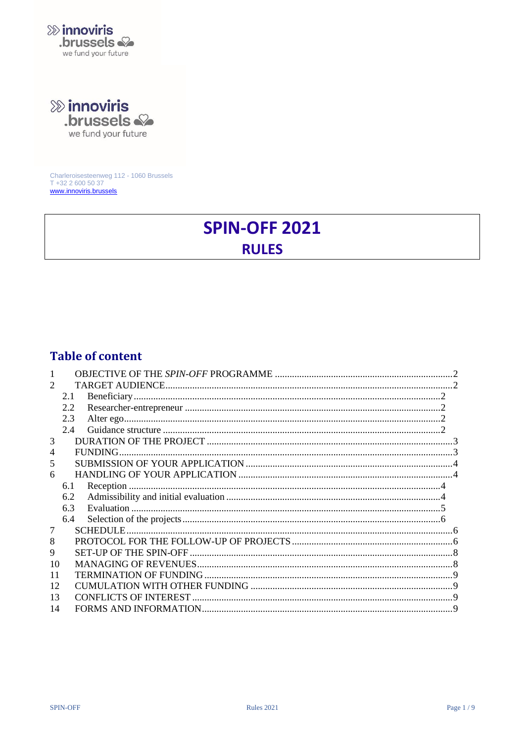innoviris
.brussels
we fund your future

Charleroisesteenweg 112 - 1060 Brussels
T +32 2 600 50 37
www.innoviris.brussels

# SPIN-OFF 2021

## RULES

## Table of content

1 OBJECTIVE OF THE *SPIN-OFF* PROGRAMME ..... 2
2 TARGET AUDIENCE ..... 2
  2.1 Beneficiary ..... 2
  2.2 Researcher-entrepreneur ..... 2
  2.3 Alter ego ..... 2
  2.4 Guidance structure ..... 2
3 DURATION OF THE PROJECT ..... 3
4 FUNDING ..... 3
5 SUBMISSION OF YOUR APPLICATION ..... 4
6 HANDLING OF YOUR APPLICATION ..... 4
  6.1 Reception ..... 4
  6.2 Admissibility and initial evaluation ..... 4
  6.3 Evaluation ..... 5
  6.4 Selection of the projects ..... 6
7 SCHEDULE ..... 6
8 PROTOCOL FOR THE FOLLOW-UP OF PROJECTS ..... 6
9 SET-UP OF THE SPIN-OFF ..... 8
10 MANAGING OF REVENUES ..... 8
11 TERMINATION OF FUNDING ..... 9
12 CUMULATION WITH OTHER FUNDING ..... 9
13 CONFLICTS OF INTEREST ..... 9
14 FORMS AND INFORMATION ..... 9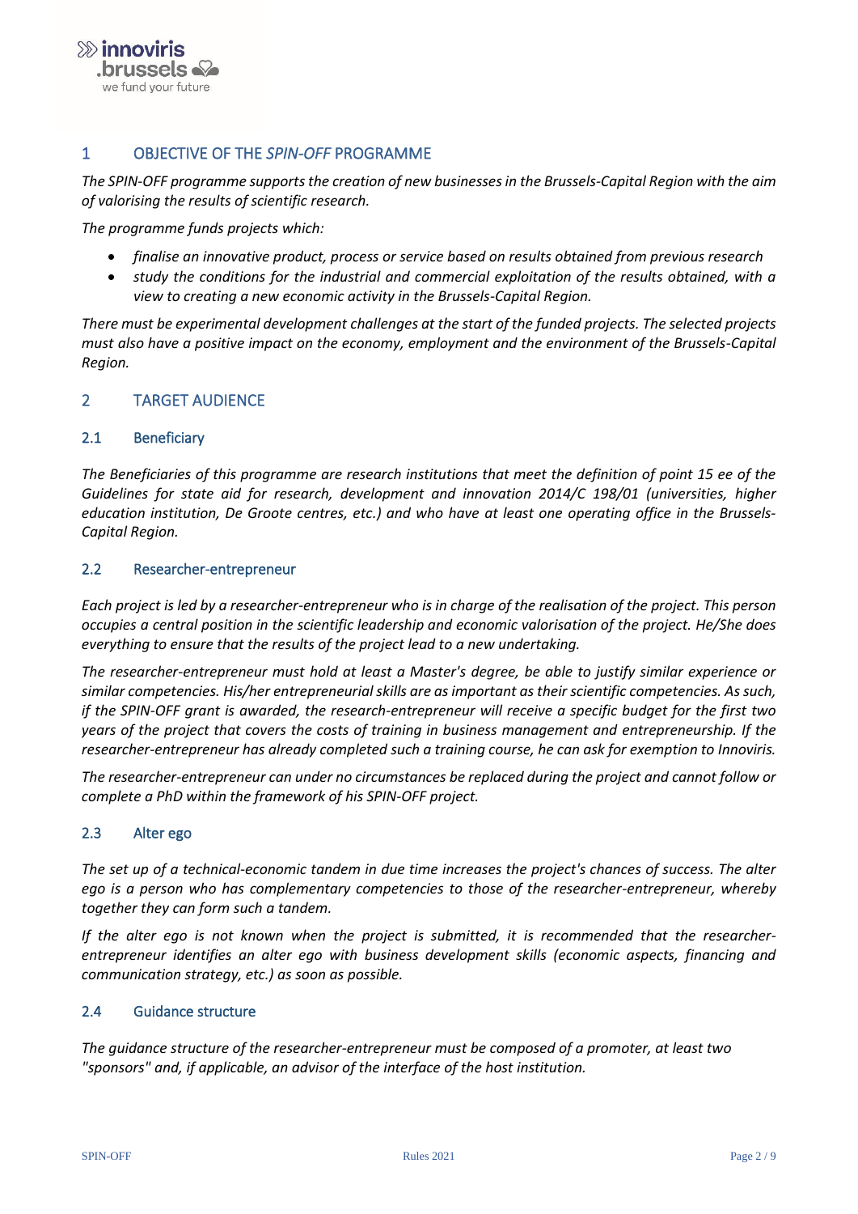## 1 OBJECTIVE OF THE *SPIN-OFF* PROGRAMME

*The SPIN-OFF programme supports the creation of new businesses in the Brussels-Capital Region with the aim of valorising the results of scientific research.*

*The programme funds projects which:*

- *finalise an innovative product, process or service based on results obtained from previous research*
- *study the conditions for the industrial and commercial exploitation of the results obtained, with a view to creating a new economic activity in the Brussels-Capital Region.*

*There must be experimental development challenges at the start of the funded projects. The selected projects must also have a positive impact on the economy, employment and the environment of the Brussels-Capital Region.*

## 2 TARGET AUDIENCE

### 2.1 Beneficiary

*The Beneficiaries of this programme are research institutions that meet the definition of point 15 ee of the Guidelines for state aid for research, development and innovation 2014/C 198/01 (universities, higher education institution, De Groote centres, etc.) and who have at least one operating office in the Brussels-Capital Region.*

### 2.2 Researcher-entrepreneur

*Each project is led by a researcher-entrepreneur who is in charge of the realisation of the project. This person occupies a central position in the scientific leadership and economic valorisation of the project. He/She does everything to ensure that the results of the project lead to a new undertaking.*

*The researcher-entrepreneur must hold at least a Master's degree, be able to justify similar experience or similar competencies. His/her entrepreneurial skills are as important as their scientific competencies. As such, if the SPIN-OFF grant is awarded, the research-entrepreneur will receive a specific budget for the first two years of the project that covers the costs of training in business management and entrepreneurship. If the researcher-entrepreneur has already completed such a training course, he can ask for exemption to Innoviris.*

*The researcher-entrepreneur can under no circumstances be replaced during the project and cannot follow or complete a PhD within the framework of his SPIN-OFF project.*

### 2.3 Alter ego

*The set up of a technical-economic tandem in due time increases the project's chances of success. The alter ego is a person who has complementary competencies to those of the researcher-entrepreneur, whereby together they can form such a tandem.*

*If the alter ego is not known when the project is submitted, it is recommended that the researcher-entrepreneur identifies an alter ego with business development skills (economic aspects, financing and communication strategy, etc.) as soon as possible.*

### 2.4 Guidance structure

*The guidance structure of the researcher-entrepreneur must be composed of a promoter, at least two "sponsors" and, if applicable, an advisor of the interface of the host institution.*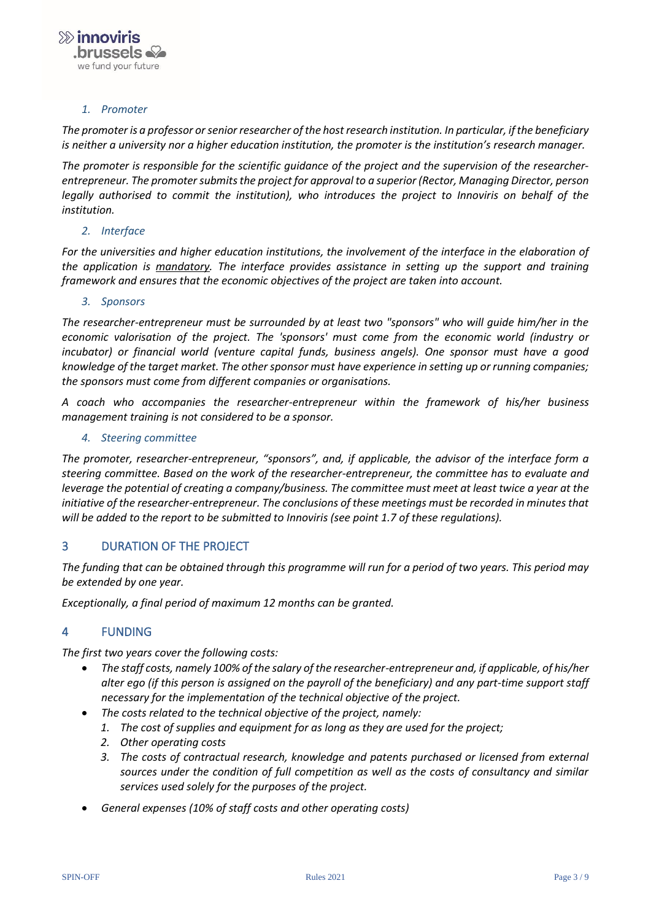### *1. Promoter*

*The promoter is a professor or senior researcher of the host research institution. In particular, if the beneficiary is neither a university nor a higher education institution, the promoter is the institution's research manager.*

*The promoter is responsible for the scientific guidance of the project and the supervision of the researcher-entrepreneur. The promoter submits the project for approval to a superior (Rector, Managing Director, person legally authorised to commit the institution), who introduces the project to Innoviris on behalf of the institution.*

### *2. Interface*

*For the universities and higher education institutions, the involvement of the interface in the elaboration of the application is <u>mandatory</u>. The interface provides assistance in setting up the support and training framework and ensures that the economic objectives of the project are taken into account.*

### *3. Sponsors*

*The researcher-entrepreneur must be surrounded by at least two "sponsors" who will guide him/her in the economic valorisation of the project. The 'sponsors' must come from the economic world (industry or incubator) or financial world (venture capital funds, business angels). One sponsor must have a good knowledge of the target market. The other sponsor must have experience in setting up or running companies; the sponsors must come from different companies or organisations.*

*A coach who accompanies the researcher-entrepreneur within the framework of his/her business management training is not considered to be a sponsor.*

### *4. Steering committee*

*The promoter, researcher-entrepreneur, "sponsors", and, if applicable, the advisor of the interface form a steering committee. Based on the work of the researcher-entrepreneur, the committee has to evaluate and leverage the potential of creating a company/business. The committee must meet at least twice a year at the initiative of the researcher-entrepreneur. The conclusions of these meetings must be recorded in minutes that will be added to the report to be submitted to Innoviris (see point 1.7 of these regulations).*

## 3 DURATION OF THE PROJECT

*The funding that can be obtained through this programme will run for a period of two years. This period may be extended by one year.*

*Exceptionally, a final period of maximum 12 months can be granted.*

## 4 FUNDING

*The first two years cover the following costs:*

- *The staff costs, namely 100% of the salary of the researcher-entrepreneur and, if applicable, of his/her alter ego (if this person is assigned on the payroll of the beneficiary) and any part-time support staff necessary for the implementation of the technical objective of the project.*
- *The costs related to the technical objective of the project, namely:*
  1. *The cost of supplies and equipment for as long as they are used for the project;*
  2. *Other operating costs*
  3. *The costs of contractual research, knowledge and patents purchased or licensed from external sources under the condition of full competition as well as the costs of consultancy and similar services used solely for the purposes of the project.*
- *General expenses (10% of staff costs and other operating costs)*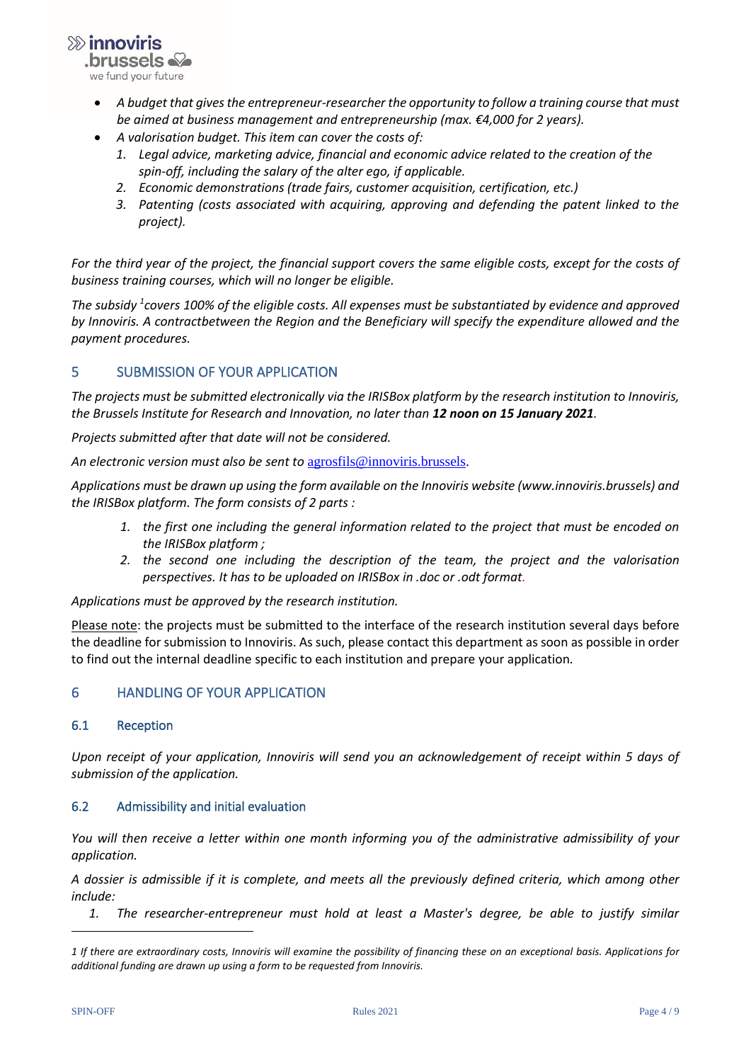- *A budget that gives the entrepreneur-researcher the opportunity to follow a training course that must be aimed at business management and entrepreneurship (max. €4,000 for 2 years).*
- *A valorisation budget. This item can cover the costs of:*
  1. *Legal advice, marketing advice, financial and economic advice related to the creation of the spin-off, including the salary of the alter ego, if applicable.*
  2. *Economic demonstrations (trade fairs, customer acquisition, certification, etc.)*
  3. *Patenting (costs associated with acquiring, approving and defending the patent linked to the project).*

*For the third year of the project, the financial support covers the same eligible costs, except for the costs of business training courses, which will no longer be eligible.*

*The subsidy [1] covers 100% of the eligible costs. All expenses must be substantiated by evidence and approved by Innoviris. A contractbetween the Region and the Beneficiary will specify the expenditure allowed and the payment procedures.*

## 5 SUBMISSION OF YOUR APPLICATION

*The projects must be submitted electronically via the IRISBox platform by the research institution to Innoviris, the Brussels Institute for Research and Innovation, no later than* ***12 noon on 15 January 2021****.*

*Projects submitted after that date will not be considered.*

*An electronic version must also be sent to* agrosfils@innoviris.brussels.

*Applications must be drawn up using the form available on the Innoviris website (www.innoviris.brussels) and the IRISBox platform. The form consists of 2 parts :*

1. *the first one including the general information related to the project that must be encoded on the IRISBox platform ;*
2. *the second one including the description of the team, the project and the valorisation perspectives. It has to be uploaded on IRISBox in .doc or .odt format.*

*Applications must be approved by the research institution.*

Please note: the projects must be submitted to the interface of the research institution several days before the deadline for submission to Innoviris. As such, please contact this department as soon as possible in order to find out the internal deadline specific to each institution and prepare your application.

## 6 HANDLING OF YOUR APPLICATION

### 6.1 Reception

*Upon receipt of your application, Innoviris will send you an acknowledgement of receipt within 5 days of submission of the application.*

### 6.2 Admissibility and initial evaluation

*You will then receive a letter within one month informing you of the administrative admissibility of your application.*

*A dossier is admissible if it is complete, and meets all the previously defined criteria, which among other include:*

1. *The researcher-entrepreneur must hold at least a Master's degree, be able to justify similar*

---

*1 If there are extraordinary costs, Innoviris will examine the possibility of financing these on an exceptional basis. Applications for additional funding are drawn up using a form to be requested from Innoviris.*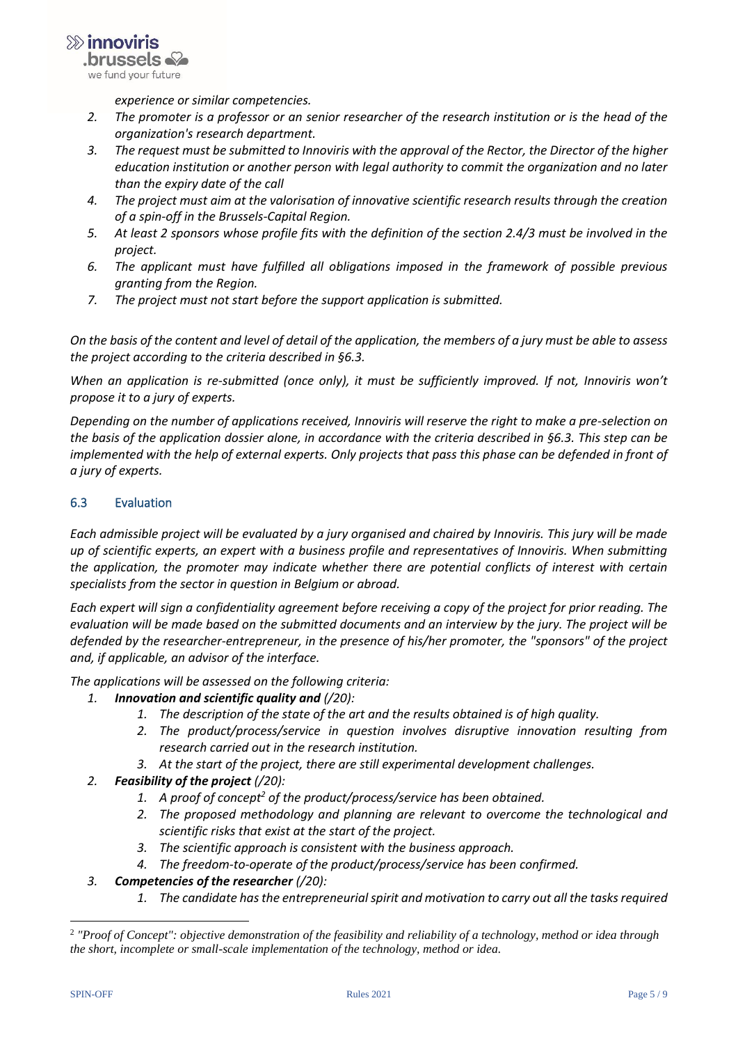*experience or similar competencies.*

2. *The promoter is a professor or an senior researcher of the research institution or is the head of the organization's research department.*
3. *The request must be submitted to Innoviris with the approval of the Rector, the Director of the higher education institution or another person with legal authority to commit the organization and no later than the expiry date of the call*
4. *The project must aim at the valorisation of innovative scientific research results through the creation of a spin-off in the Brussels-Capital Region.*
5. *At least 2 sponsors whose profile fits with the definition of the section 2.4/3 must be involved in the project.*
6. *The applicant must have fulfilled all obligations imposed in the framework of possible previous granting from the Region.*
7. *The project must not start before the support application is submitted.*

*On the basis of the content and level of detail of the application, the members of a jury must be able to assess the project according to the criteria described in §6.3.*

*When an application is re-submitted (once only), it must be sufficiently improved. If not, Innoviris won't propose it to a jury of experts.*

*Depending on the number of applications received, Innoviris will reserve the right to make a pre-selection on the basis of the application dossier alone, in accordance with the criteria described in §6.3. This step can be implemented with the help of external experts. Only projects that pass this phase can be defended in front of a jury of experts.*

## 6.3 Evaluation

*Each admissible project will be evaluated by a jury organised and chaired by Innoviris. This jury will be made up of scientific experts, an expert with a business profile and representatives of Innoviris. When submitting the application, the promoter may indicate whether there are potential conflicts of interest with certain specialists from the sector in question in Belgium or abroad.*

*Each expert will sign a confidentiality agreement before receiving a copy of the project for prior reading. The evaluation will be made based on the submitted documents and an interview by the jury. The project will be defended by the researcher-entrepreneur, in the presence of his/her promoter, the "sponsors" of the project and, if applicable, an advisor of the interface.*

*The applications will be assessed on the following criteria:*

1. ***Innovation and scientific quality and** (/20):*
   1. *The description of the state of the art and the results obtained is of high quality.*
   2. *The product/process/service in question involves disruptive innovation resulting from research carried out in the research institution.*
   3. *At the start of the project, there are still experimental development challenges.*
2. ***Feasibility of the project** (/20):*
   1. *A proof of concept[2] of the product/process/service has been obtained.*
   2. *The proposed methodology and planning are relevant to overcome the technological and scientific risks that exist at the start of the project.*
   3. *The scientific approach is consistent with the business approach.*
   4. *The freedom-to-operate of the product/process/service has been confirmed.*
3. ***Competencies of the researcher** (/20):*
   1. *The candidate has the entrepreneurial spirit and motivation to carry out all the tasks required*

---

[2] *"Proof of Concept": objective demonstration of the feasibility and reliability of a technology, method or idea through the short, incomplete or small-scale implementation of the technology, method or idea.*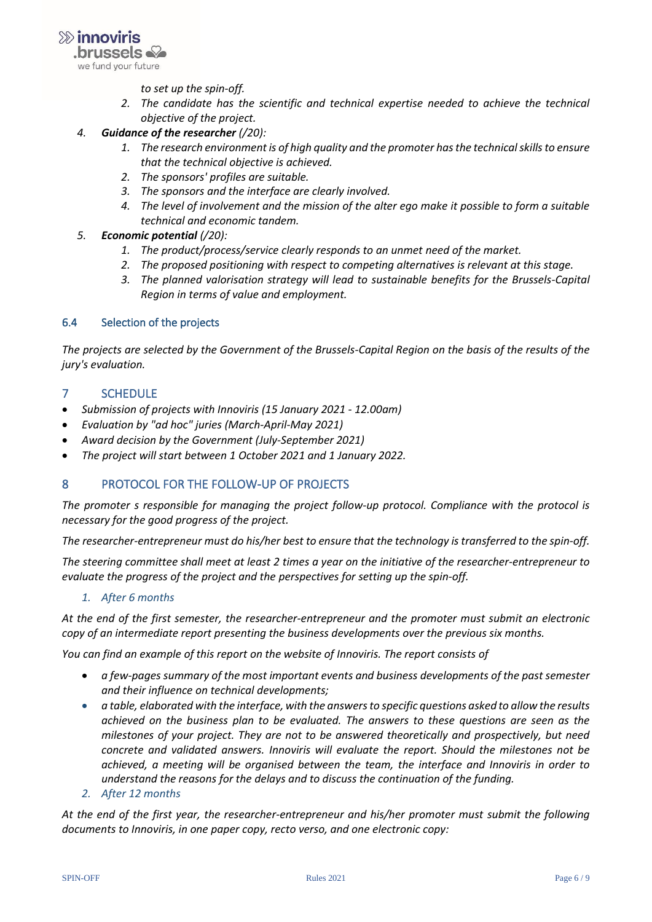*to set up the spin-off.*

2. *The candidate has the scientific and technical expertise needed to achieve the technical objective of the project.*

4. ***Guidance of the researcher** (/20):*
   1. *The research environment is of high quality and the promoter has the technical skills to ensure that the technical objective is achieved.*
   2. *The sponsors' profiles are suitable.*
   3. *The sponsors and the interface are clearly involved.*
   4. *The level of involvement and the mission of the alter ego make it possible to form a suitable technical and economic tandem.*
5. ***Economic potential** (/20):*
   1. *The product/process/service clearly responds to an unmet need of the market.*
   2. *The proposed positioning with respect to competing alternatives is relevant at this stage.*
   3. *The planned valorisation strategy will lead to sustainable benefits for the Brussels-Capital Region in terms of value and employment.*

### 6.4 Selection of the projects

*The projects are selected by the Government of the Brussels-Capital Region on the basis of the results of the jury's evaluation.*

## 7 SCHEDULE

- *Submission of projects with Innoviris (15 January 2021 - 12.00am)*
- *Evaluation by "ad hoc" juries (March-April-May 2021)*
- *Award decision by the Government (July-September 2021)*
- *The project will start between 1 October 2021 and 1 January 2022.*

## 8 PROTOCOL FOR THE FOLLOW-UP OF PROJECTS

*The promoter s responsible for managing the project follow-up protocol. Compliance with the protocol is necessary for the good progress of the project.*

*The researcher-entrepreneur must do his/her best to ensure that the technology is transferred to the spin-off.*

*The steering committee shall meet at least 2 times a year on the initiative of the researcher-entrepreneur to evaluate the progress of the project and the perspectives for setting up the spin-off.*

1. *After 6 months*

*At the end of the first semester, the researcher-entrepreneur and the promoter must submit an electronic copy of an intermediate report presenting the business developments over the previous six months.*

*You can find an example of this report on the website of Innoviris. The report consists of*

- *a few-pages summary of the most important events and business developments of the past semester and their influence on technical developments;*
- *a table, elaborated with the interface, with the answers to specific questions asked to allow the results achieved on the business plan to be evaluated. The answers to these questions are seen as the milestones of your project. They are not to be answered theoretically and prospectively, but need concrete and validated answers. Innoviris will evaluate the report. Should the milestones not be achieved, a meeting will be organised between the team, the interface and Innoviris in order to understand the reasons for the delays and to discuss the continuation of the funding.*

2. *After 12 months*

*At the end of the first year, the researcher-entrepreneur and his/her promoter must submit the following documents to Innoviris, in one paper copy, recto verso, and one electronic copy:*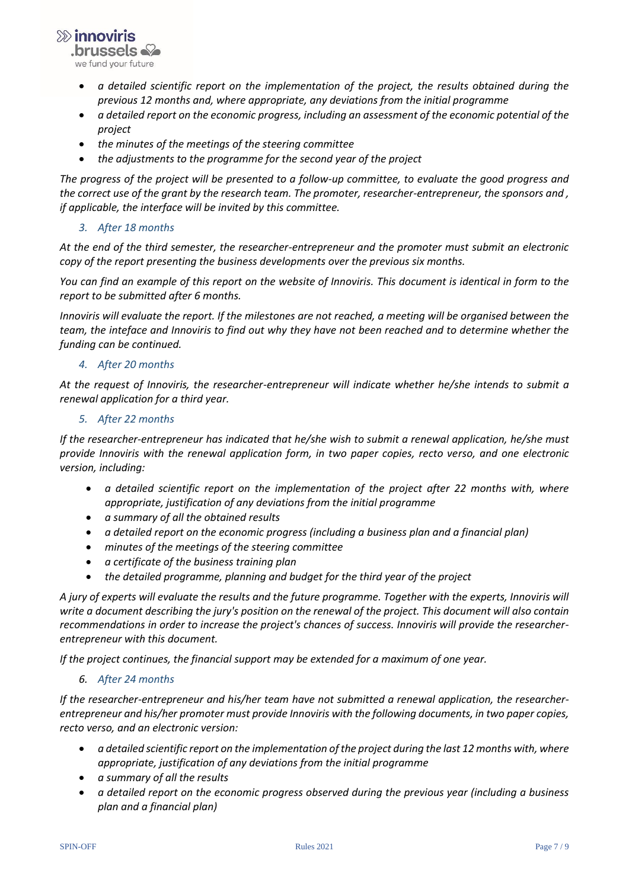- *a detailed scientific report on the implementation of the project, the results obtained during the previous 12 months and, where appropriate, any deviations from the initial programme*
- *a detailed report on the economic progress, including an assessment of the economic potential of the project*
- *the minutes of the meetings of the steering committee*
- *the adjustments to the programme for the second year of the project*

*The progress of the project will be presented to a follow-up committee, to evaluate the good progress and the correct use of the grant by the research team. The promoter, researcher-entrepreneur, the sponsors and , if applicable, the interface will be invited by this committee.*

### *3. After 18 months*

*At the end of the third semester, the researcher-entrepreneur and the promoter must submit an electronic copy of the report presenting the business developments over the previous six months.*

*You can find an example of this report on the website of Innoviris. This document is identical in form to the report to be submitted after 6 months.*

*Innoviris will evaluate the report. If the milestones are not reached, a meeting will be organised between the team, the inteface and Innoviris to find out why they have not been reached and to determine whether the funding can be continued.*

### *4. After 20 months*

*At the request of Innoviris, the researcher-entrepreneur will indicate whether he/she intends to submit a renewal application for a third year.*

### *5. After 22 months*

*If the researcher-entrepreneur has indicated that he/she wish to submit a renewal application, he/she must provide Innoviris with the renewal application form, in two paper copies, recto verso, and one electronic version, including:*

- *a detailed scientific report on the implementation of the project after 22 months with, where appropriate, justification of any deviations from the initial programme*
- *a summary of all the obtained results*
- *a detailed report on the economic progress (including a business plan and a financial plan)*
- *minutes of the meetings of the steering committee*
- *a certificate of the business training plan*
- *the detailed programme, planning and budget for the third year of the project*

*A jury of experts will evaluate the results and the future programme. Together with the experts, Innoviris will write a document describing the jury's position on the renewal of the project. This document will also contain recommendations in order to increase the project's chances of success. Innoviris will provide the researcher-entrepreneur with this document.*

*If the project continues, the financial support may be extended for a maximum of one year.*

### *6. After 24 months*

*If the researcher-entrepreneur and his/her team have not submitted a renewal application, the researcher-entrepreneur and his/her promoter must provide Innoviris with the following documents, in two paper copies, recto verso, and an electronic version:*

- *a detailed scientific report on the implementation of the project during the last 12 months with, where appropriate, justification of any deviations from the initial programme*
- *a summary of all the results*
- *a detailed report on the economic progress observed during the previous year (including a business plan and a financial plan)*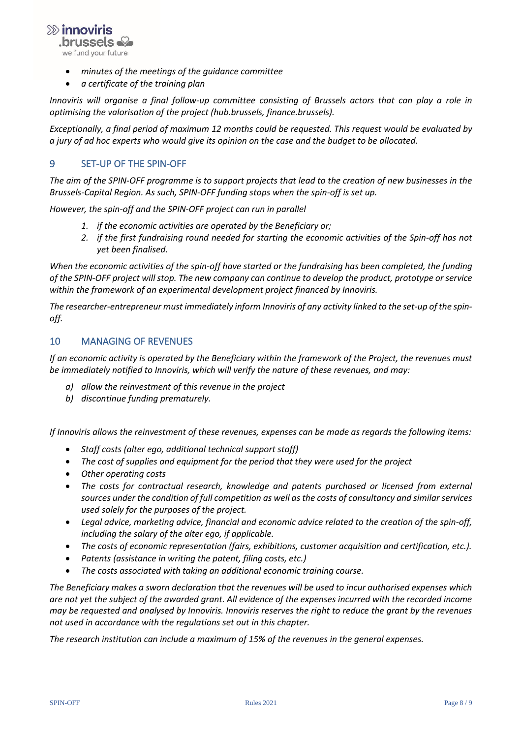- *minutes of the meetings of the guidance committee*
- *a certificate of the training plan*

*Innoviris will organise a final follow-up committee consisting of Brussels actors that can play a role in optimising the valorisation of the project (hub.brussels, finance.brussels).*

*Exceptionally, a final period of maximum 12 months could be requested. This request would be evaluated by a jury of ad hoc experts who would give its opinion on the case and the budget to be allocated.*

## 9 SET-UP OF THE SPIN-OFF

*The aim of the SPIN-OFF programme is to support projects that lead to the creation of new businesses in the Brussels-Capital Region. As such, SPIN-OFF funding stops when the spin-off is set up.*

*However, the spin-off and the SPIN-OFF project can run in parallel*

1. *if the economic activities are operated by the Beneficiary or;*
2. *if the first fundraising round needed for starting the economic activities of the Spin-off has not yet been finalised.*

*When the economic activities of the spin-off have started or the fundraising has been completed, the funding of the SPIN-OFF project will stop. The new company can continue to develop the product, prototype or service within the framework of an experimental development project financed by Innoviris.*

*The researcher-entrepreneur must immediately inform Innoviris of any activity linked to the set-up of the spin-off.*

## 10 MANAGING OF REVENUES

*If an economic activity is operated by the Beneficiary within the framework of the Project, the revenues must be immediately notified to Innoviris, which will verify the nature of these revenues, and may:*

a) *allow the reinvestment of this revenue in the project*
b) *discontinue funding prematurely.*

*If Innoviris allows the reinvestment of these revenues, expenses can be made as regards the following items:*

- *Staff costs (alter ego, additional technical support staff)*
- *The cost of supplies and equipment for the period that they were used for the project*
- *Other operating costs*
- *The costs for contractual research, knowledge and patents purchased or licensed from external sources under the condition of full competition as well as the costs of consultancy and similar services used solely for the purposes of the project.*
- *Legal advice, marketing advice, financial and economic advice related to the creation of the spin-off, including the salary of the alter ego, if applicable.*
- *The costs of economic representation (fairs, exhibitions, customer acquisition and certification, etc.).*
- *Patents (assistance in writing the patent, filing costs, etc.)*
- *The costs associated with taking an additional economic training course.*

*The Beneficiary makes a sworn declaration that the revenues will be used to incur authorised expenses which are not yet the subject of the awarded grant. All evidence of the expenses incurred with the recorded income may be requested and analysed by Innoviris. Innoviris reserves the right to reduce the grant by the revenues not used in accordance with the regulations set out in this chapter.*

*The research institution can include a maximum of 15% of the revenues in the general expenses.*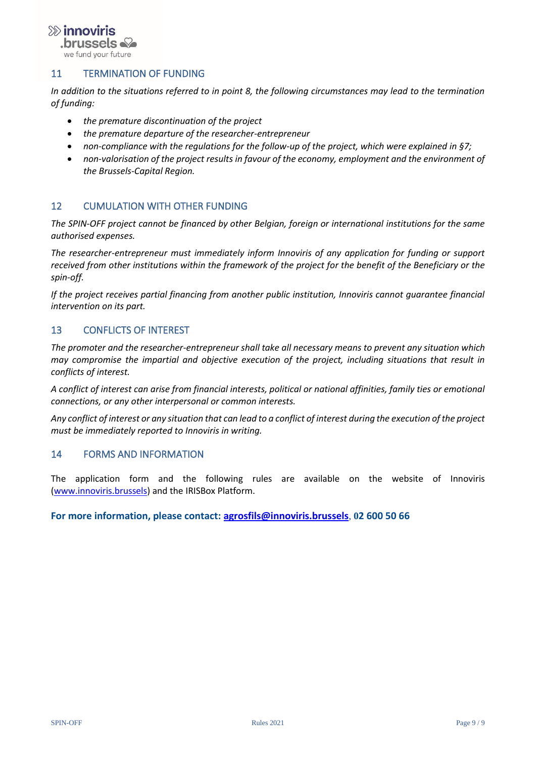## 11 TERMINATION OF FUNDING

*In addition to the situations referred to in point 8, the following circumstances may lead to the termination of funding:*

- *the premature discontinuation of the project*
- *the premature departure of the researcher-entrepreneur*
- *non-compliance with the regulations for the follow-up of the project, which were explained in §7;*
- *non-valorisation of the project results in favour of the economy, employment and the environment of the Brussels-Capital Region.*

## 12 CUMULATION WITH OTHER FUNDING

*The SPIN-OFF project cannot be financed by other Belgian, foreign or international institutions for the same authorised expenses.*

*The researcher-entrepreneur must immediately inform Innoviris of any application for funding or support received from other institutions within the framework of the project for the benefit of the Beneficiary or the spin-off.*

*If the project receives partial financing from another public institution, Innoviris cannot guarantee financial intervention on its part.*

## 13 CONFLICTS OF INTEREST

*The promoter and the researcher-entrepreneur shall take all necessary means to prevent any situation which may compromise the impartial and objective execution of the project, including situations that result in conflicts of interest.*

*A conflict of interest can arise from financial interests, political or national affinities, family ties or emotional connections, or any other interpersonal or common interests.*

*Any conflict of interest or any situation that can lead to a conflict of interest during the execution of the project must be immediately reported to Innoviris in writing.*

## 14 FORMS AND INFORMATION

The application form and the following rules are available on the website of Innoviris (www.innoviris.brussels) and the IRISBox Platform.

**For more information, please contact: agrosfils@innoviris.brussels, 02 600 50 66**